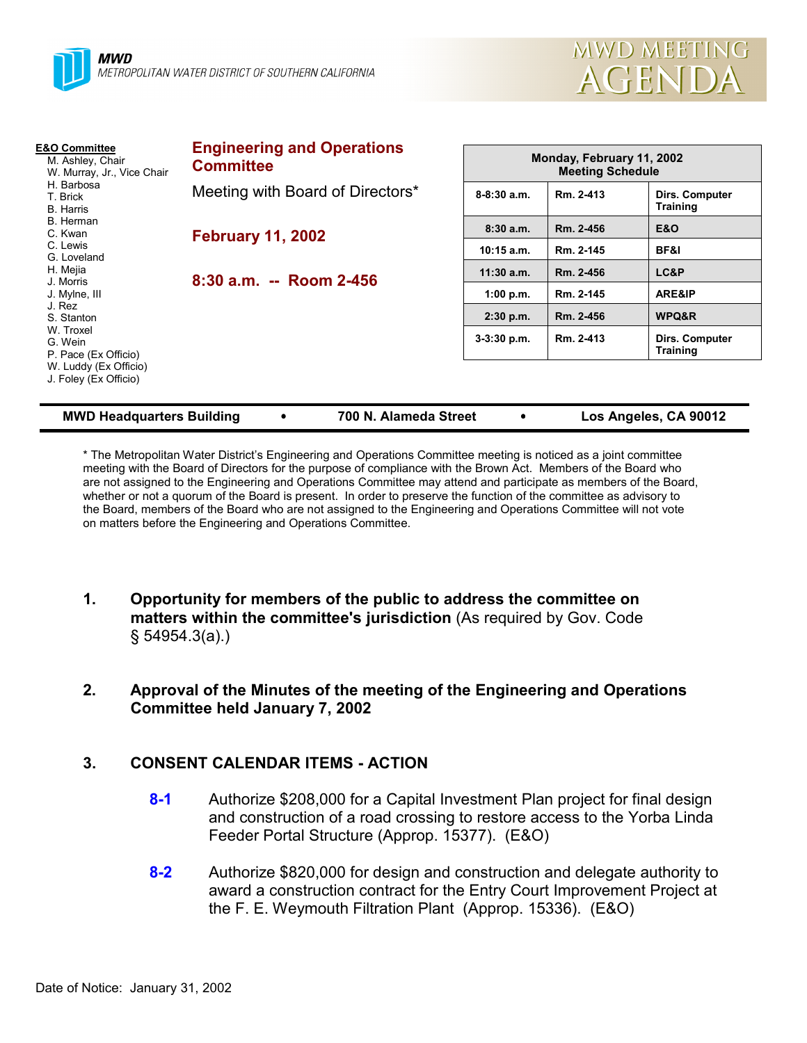**MWD**
METROPOLITAN WATER DISTRICT OF SOUTHERN CALIFORNIA

# MWD MEETING AGENDA

**E&O Committee**
- M. Ashley, Chair
- W. Murray, Jr., Vice Chair
- H. Barbosa
- T. Brick
- B. Harris
- B. Herman
- C. Kwan
- C. Lewis
- G. Loveland
- H. Mejia
- J. Morris
- J. Mylne, III
- J. Rez
- S. Stanton
- W. Troxel
- G. Wein
- P. Pace (Ex Officio)
- W. Luddy (Ex Officio)
- J. Foley (Ex Officio)

## Engineering and Operations Committee

Meeting with Board of Directors*

**February 11, 2002**

**8:30 a.m. -- Room 2-456**

| Monday, February 11, 2002 Meeting Schedule | | |
|---|---|---|
| 8-8:30 a.m. | Rm. 2-413 | Dirs. Computer Training |
| 8:30 a.m. | Rm. 2-456 | E&O |
| 10:15 a.m. | Rm. 2-145 | BF&I |
| 11:30 a.m. | Rm. 2-456 | LC&P |
| 1:00 p.m. | Rm. 2-145 | ARE&IP |
| 2:30 p.m. | Rm. 2-456 | WPQ&R |
| 3-3:30 p.m. | Rm. 2-413 | Dirs. Computer Training |

**MWD Headquarters Building • 700 N. Alameda Street • Los Angeles, CA 90012**

* The Metropolitan Water District's Engineering and Operations Committee meeting is noticed as a joint committee meeting with the Board of Directors for the purpose of compliance with the Brown Act. Members of the Board who are not assigned to the Engineering and Operations Committee may attend and participate as members of the Board, whether or not a quorum of the Board is present. In order to preserve the function of the committee as advisory to the Board, members of the Board who are not assigned to the Engineering and Operations Committee will not vote on matters before the Engineering and Operations Committee.

1. **Opportunity for members of the public to address the committee on matters within the committee's jurisdiction** (As required by Gov. Code § 54954.3(a).)

2. **Approval of the Minutes of the meeting of the Engineering and Operations Committee held January 7, 2002**

3. **CONSENT CALENDAR ITEMS - ACTION**

   **8-1** Authorize $208,000 for a Capital Investment Plan project for final design and construction of a road crossing to restore access to the Yorba Linda Feeder Portal Structure (Approp. 15377). (E&O)

   **8-2** Authorize $820,000 for design and construction and delegate authority to award a construction contract for the Entry Court Improvement Project at the F. E. Weymouth Filtration Plant (Approp. 15336). (E&O)

Date of Notice: January 31, 2002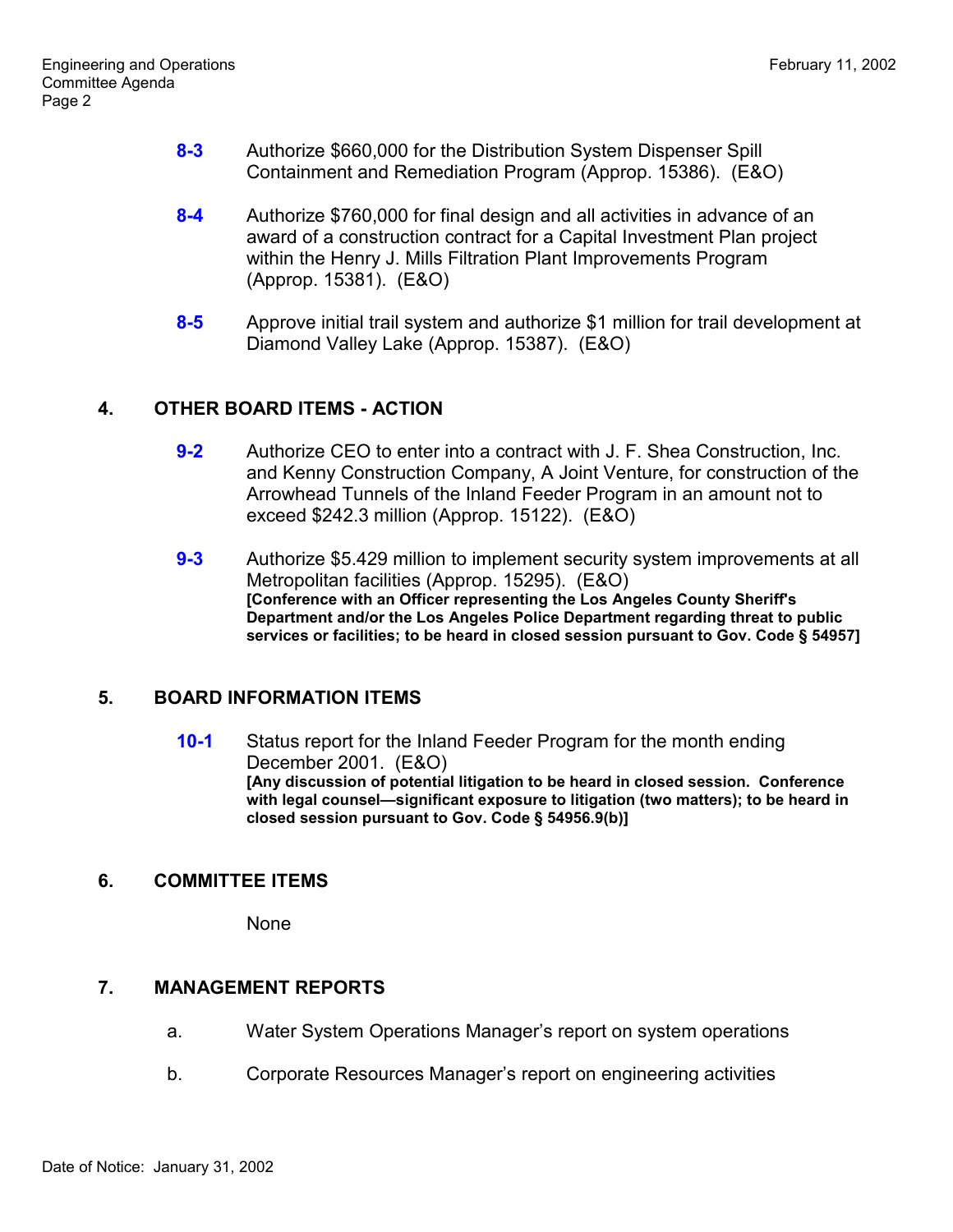**8-3** Authorize $660,000 for the Distribution System Dispenser Spill Containment and Remediation Program (Approp. 15386). (E&O)

**8-4** Authorize $760,000 for final design and all activities in advance of an award of a construction contract for a Capital Investment Plan project within the Henry J. Mills Filtration Plant Improvements Program (Approp. 15381). (E&O)

**8-5** Approve initial trail system and authorize $1 million for trail development at Diamond Valley Lake (Approp. 15387). (E&O)

## 4. OTHER BOARD ITEMS - ACTION

**9-2** Authorize CEO to enter into a contract with J. F. Shea Construction, Inc. and Kenny Construction Company, A Joint Venture, for construction of the Arrowhead Tunnels of the Inland Feeder Program in an amount not to exceed $242.3 million (Approp. 15122). (E&O)

**9-3** Authorize $5.429 million to implement security system improvements at all Metropolitan facilities (Approp. 15295). (E&O)
**[Conference with an Officer representing the Los Angeles County Sheriff's Department and/or the Los Angeles Police Department regarding threat to public services or facilities; to be heard in closed session pursuant to Gov. Code § 54957]**

## 5. BOARD INFORMATION ITEMS

**10-1** Status report for the Inland Feeder Program for the month ending December 2001. (E&O)
**[Any discussion of potential litigation to be heard in closed session. Conference with legal counsel—significant exposure to litigation (two matters); to be heard in closed session pursuant to Gov. Code § 54956.9(b)]**

## 6. COMMITTEE ITEMS

None

## 7. MANAGEMENT REPORTS

a. Water System Operations Manager's report on system operations

b. Corporate Resources Manager's report on engineering activities

Date of Notice: January 31, 2002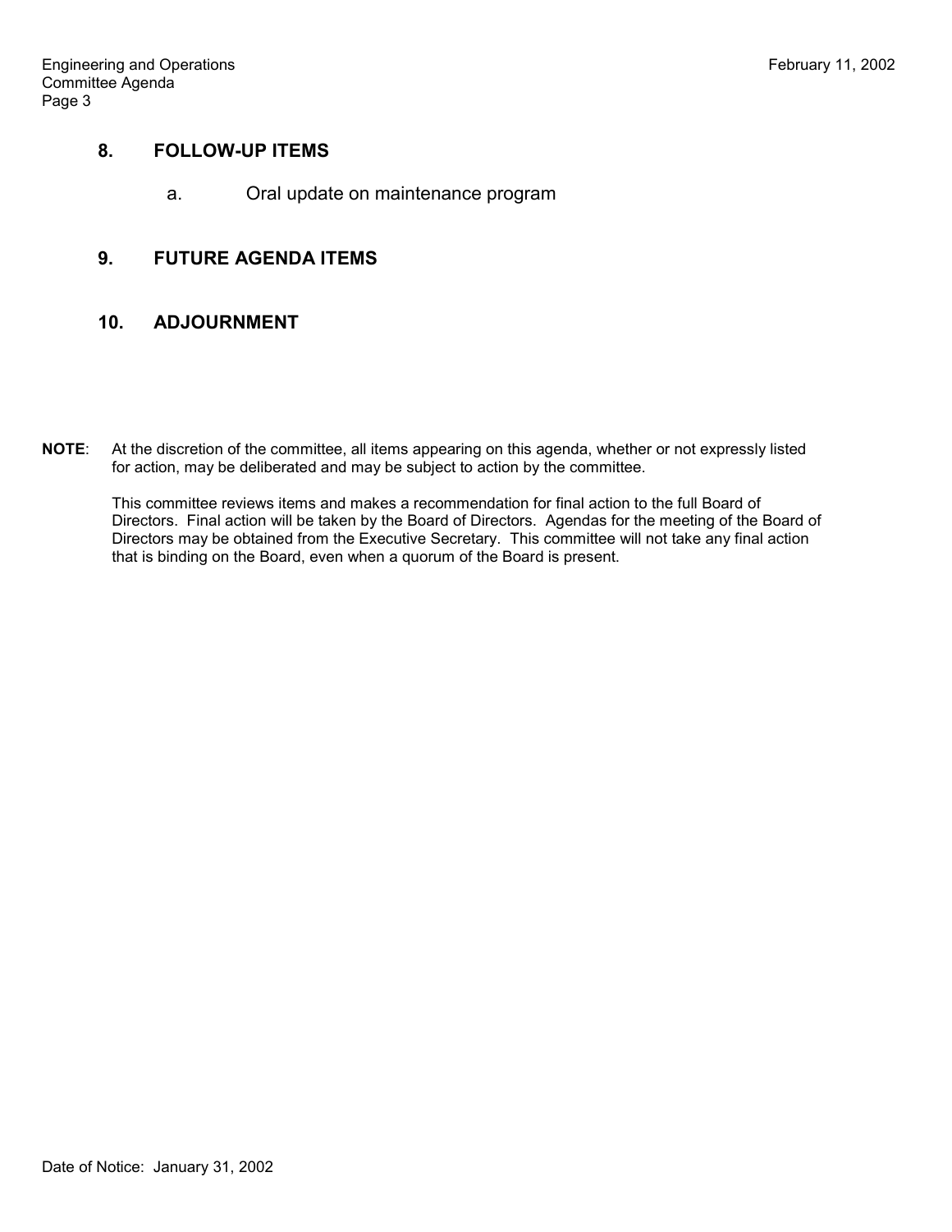## 8. FOLLOW-UP ITEMS

a. Oral update on maintenance program

## 9. FUTURE AGENDA ITEMS

## 10. ADJOURNMENT

**NOTE**: At the discretion of the committee, all items appearing on this agenda, whether or not expressly listed for action, may be deliberated and may be subject to action by the committee.

This committee reviews items and makes a recommendation for final action to the full Board of Directors. Final action will be taken by the Board of Directors. Agendas for the meeting of the Board of Directors may be obtained from the Executive Secretary. This committee will not take any final action that is binding on the Board, even when a quorum of the Board is present.

Date of Notice: January 31, 2002